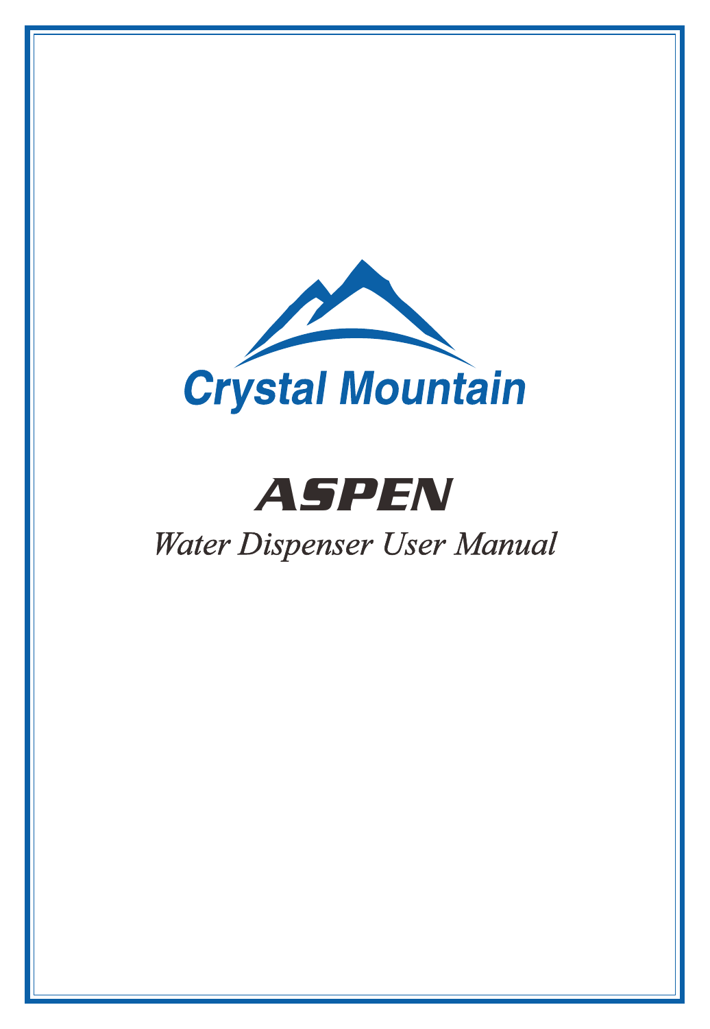Crystal Mountain

# ASPEN

*Water Dispenser User Manual*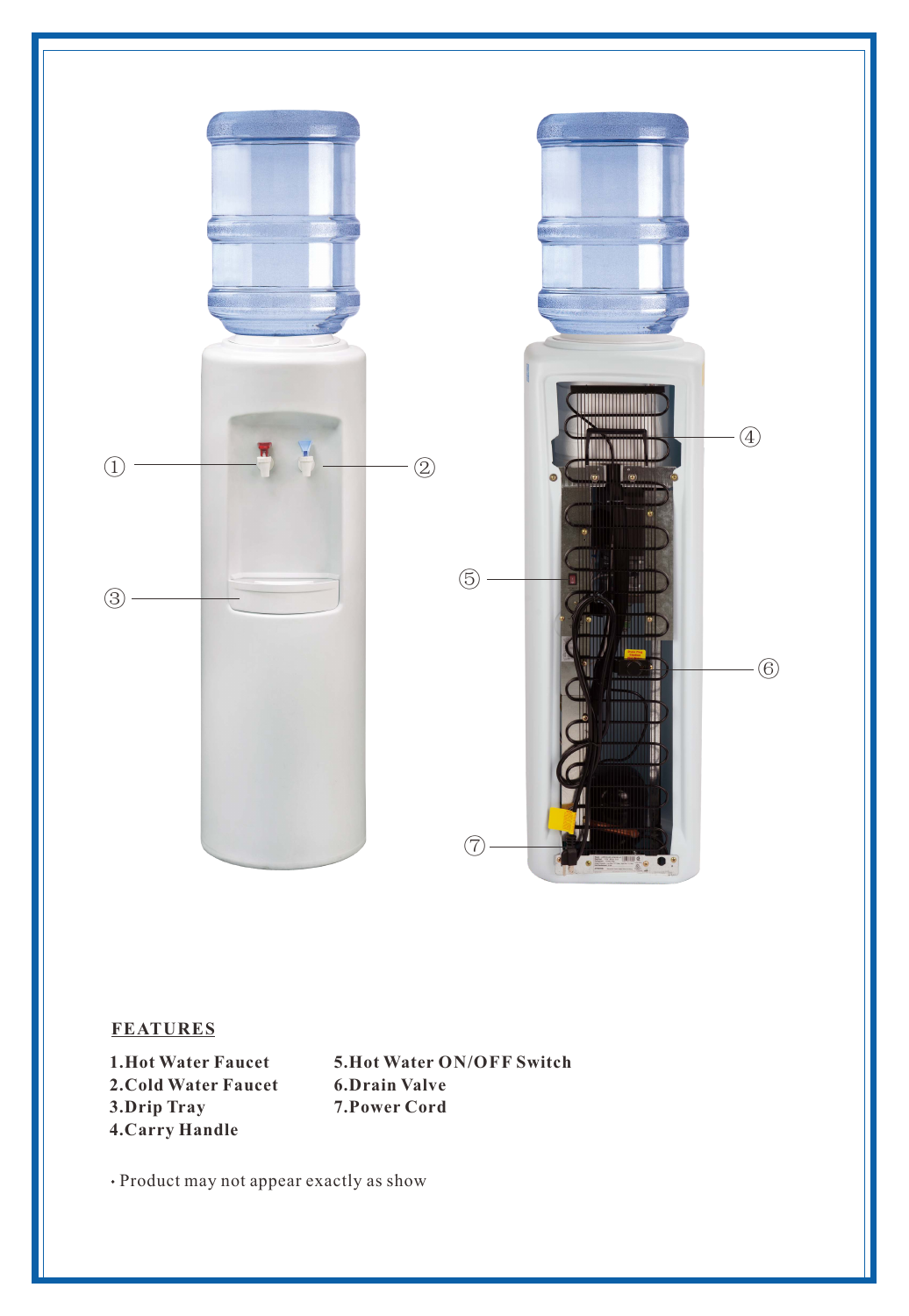## FEATURES

1. **Hot Water Faucet**
2. **Cold Water Faucet**
3. **Drip Tray**
4. **Carry Handle**
5. **Hot Water ON/OFF Switch**
6. **Drain Valve**
7. **Power Cord**

• Product may not appear exactly as show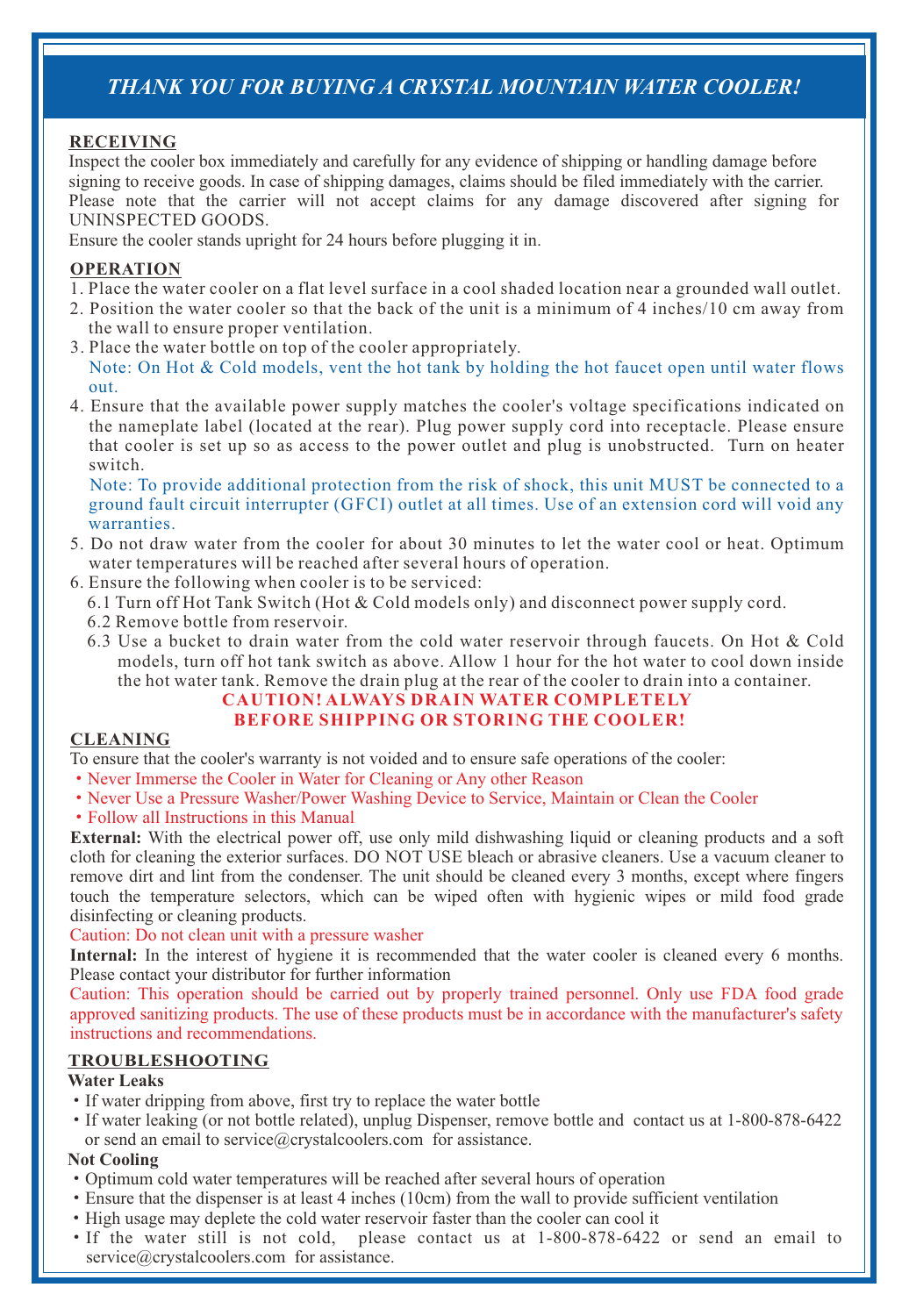# *THANK YOU FOR BUYING A CRYSTAL MOUNTAIN WATER COOLER!*

## RECEIVING

Inspect the cooler box immediately and carefully for any evidence of shipping or handling damage before signing to receive goods. In case of shipping damages, claims should be filed immediately with the carrier. Please note that the carrier will not accept claims for any damage discovered after signing for UNINSPECTED GOODS.

Ensure the cooler stands upright for 24 hours before plugging it in.

## OPERATION

1. Place the water cooler on a flat level surface in a cool shaded location near a grounded wall outlet.
2. Position the water cooler so that the back of the unit is a minimum of 4 inches/10 cm away from the wall to ensure proper ventilation.
3. Place the water bottle on top of the cooler appropriately.
   Note: On Hot & Cold models, vent the hot tank by holding the hot faucet open until water flows out.
4. Ensure that the available power supply matches the cooler's voltage specifications indicated on the nameplate label (located at the rear). Plug power supply cord into receptacle. Please ensure that cooler is set up so as access to the power outlet and plug is unobstructed. Turn on heater switch.
   Note: To provide additional protection from the risk of shock, this unit MUST be connected to a ground fault circuit interrupter (GFCI) outlet at all times. Use of an extension cord will void any warranties.
5. Do not draw water from the cooler for about 30 minutes to let the water cool or heat. Optimum water temperatures will be reached after several hours of operation.
6. Ensure the following when cooler is to be serviced:
   6.1 Turn off Hot Tank Switch (Hot & Cold models only) and disconnect power supply cord.
   6.2 Remove bottle from reservoir.
   6.3 Use a bucket to drain water from the cold water reservoir through faucets. On Hot & Cold models, turn off hot tank switch as above. Allow 1 hour for the hot water to cool down inside the hot water tank. Remove the drain plug at the rear of the cooler to drain into a container.

**CAUTION! ALWAYS DRAIN WATER COMPLETELY BEFORE SHIPPING OR STORING THE COOLER!**

## CLEANING

To ensure that the cooler's warranty is not voided and to ensure safe operations of the cooler:

- Never Immerse the Cooler in Water for Cleaning or Any other Reason
- Never Use a Pressure Washer/Power Washing Device to Service, Maintain or Clean the Cooler
- Follow all Instructions in this Manual

**External:** With the electrical power off, use only mild dishwashing liquid or cleaning products and a soft cloth for cleaning the exterior surfaces. DO NOT USE bleach or abrasive cleaners. Use a vacuum cleaner to remove dirt and lint from the condenser. The unit should be cleaned every 3 months, except where fingers touch the temperature selectors, which can be wiped often with hygienic wipes or mild food grade disinfecting or cleaning products.

Caution: Do not clean unit with a pressure washer

**Internal:** In the interest of hygiene it is recommended that the water cooler is cleaned every 6 months. Please contact your distributor for further information

Caution: This operation should be carried out by properly trained personnel. Only use FDA food grade approved sanitizing products. The use of these products must be in accordance with the manufacturer's safety instructions and recommendations.

## TROUBLESHOOTING

**Water Leaks**

- If water dripping from above, first try to replace the water bottle
- If water leaking (or not bottle related), unplug Dispenser, remove bottle and contact us at 1-800-878-6422 or send an email to service@crystalcoolers.com for assistance.

**Not Cooling**

- Optimum cold water temperatures will be reached after several hours of operation
- Ensure that the dispenser is at least 4 inches (10cm) from the wall to provide sufficient ventilation
- High usage may deplete the cold water reservoir faster than the cooler can cool it
- If the water still is not cold, please contact us at 1-800-878-6422 or send an email to service@crystalcoolers.com for assistance.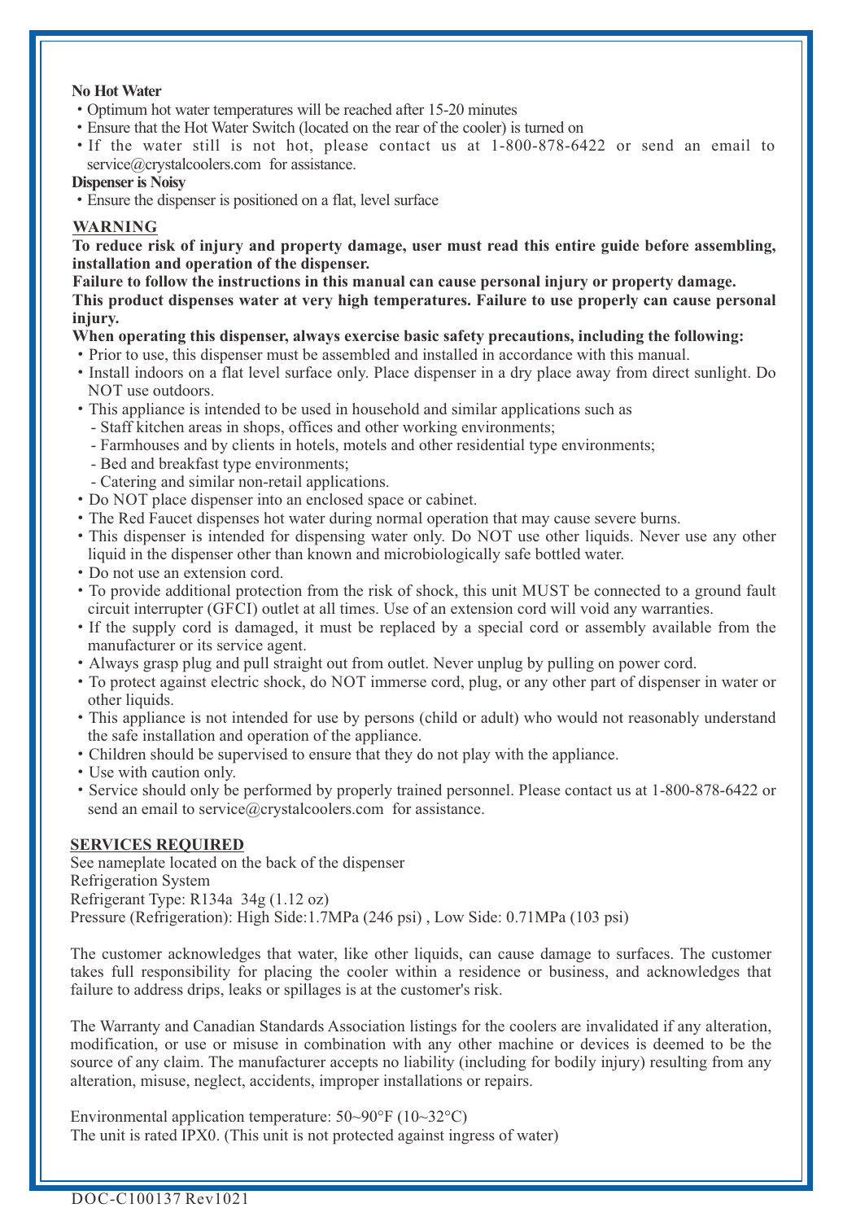**No Hot Water**

- Optimum hot water temperatures will be reached after 15-20 minutes
- Ensure that the Hot Water Switch (located on the rear of the cooler) is turned on
- If the water still is not hot, please contact us at 1-800-878-6422 or send an email to service@crystalcoolers.com for assistance.

**Dispenser is Noisy**

- Ensure the dispenser is positioned on a flat, level surface

## WARNING

**To reduce risk of injury and property damage, user must read this entire guide before assembling, installation and operation of the dispenser.**

**Failure to follow the instructions in this manual can cause personal injury or property damage.**

**This product dispenses water at very high temperatures. Failure to use properly can cause personal injury.**

**When operating this dispenser, always exercise basic safety precautions, including the following:**

- Prior to use, this dispenser must be assembled and installed in accordance with this manual.
- Install indoors on a flat level surface only. Place dispenser in a dry place away from direct sunlight. Do NOT use outdoors.
- This appliance is intended to be used in household and similar applications such as
  - Staff kitchen areas in shops, offices and other working environments;
  - Farmhouses and by clients in hotels, motels and other residential type environments;
  - Bed and breakfast type environments;
  - Catering and similar non-retail applications.
- Do NOT place dispenser into an enclosed space or cabinet.
- The Red Faucet dispenses hot water during normal operation that may cause severe burns.
- This dispenser is intended for dispensing water only. Do NOT use other liquids. Never use any other liquid in the dispenser other than known and microbiologically safe bottled water.
- Do not use an extension cord.
- To provide additional protection from the risk of shock, this unit MUST be connected to a ground fault circuit interrupter (GFCI) outlet at all times. Use of an extension cord will void any warranties.
- If the supply cord is damaged, it must be replaced by a special cord or assembly available from the manufacturer or its service agent.
- Always grasp plug and pull straight out from outlet. Never unplug by pulling on power cord.
- To protect against electric shock, do NOT immerse cord, plug, or any other part of dispenser in water or other liquids.
- This appliance is not intended for use by persons (child or adult) who would not reasonably understand the safe installation and operation of the appliance.
- Children should be supervised to ensure that they do not play with the appliance.
- Use with caution only.
- Service should only be performed by properly trained personnel. Please contact us at 1-800-878-6422 or send an email to service@crystalcoolers.com for assistance.

## SERVICES REQUIRED

See nameplate located on the back of the dispenser

Refrigeration System

Refrigerant Type: R134a 34g (1.12 oz)

Pressure (Refrigeration): High Side:1.7MPa (246 psi) , Low Side: 0.71MPa (103 psi)

The customer acknowledges that water, like other liquids, can cause damage to surfaces. The customer takes full responsibility for placing the cooler within a residence or business, and acknowledges that failure to address drips, leaks or spillages is at the customer's risk.

The Warranty and Canadian Standards Association listings for the coolers are invalidated if any alteration, modification, or use or misuse in combination with any other machine or devices is deemed to be the source of any claim. The manufacturer accepts no liability (including for bodily injury) resulting from any alteration, misuse, neglect, accidents, improper installations or repairs.

Environmental application temperature: 50~90°F (10~32°C)

The unit is rated IPX0. (This unit is not protected against ingress of water)

DOC-C100137 Rev1021